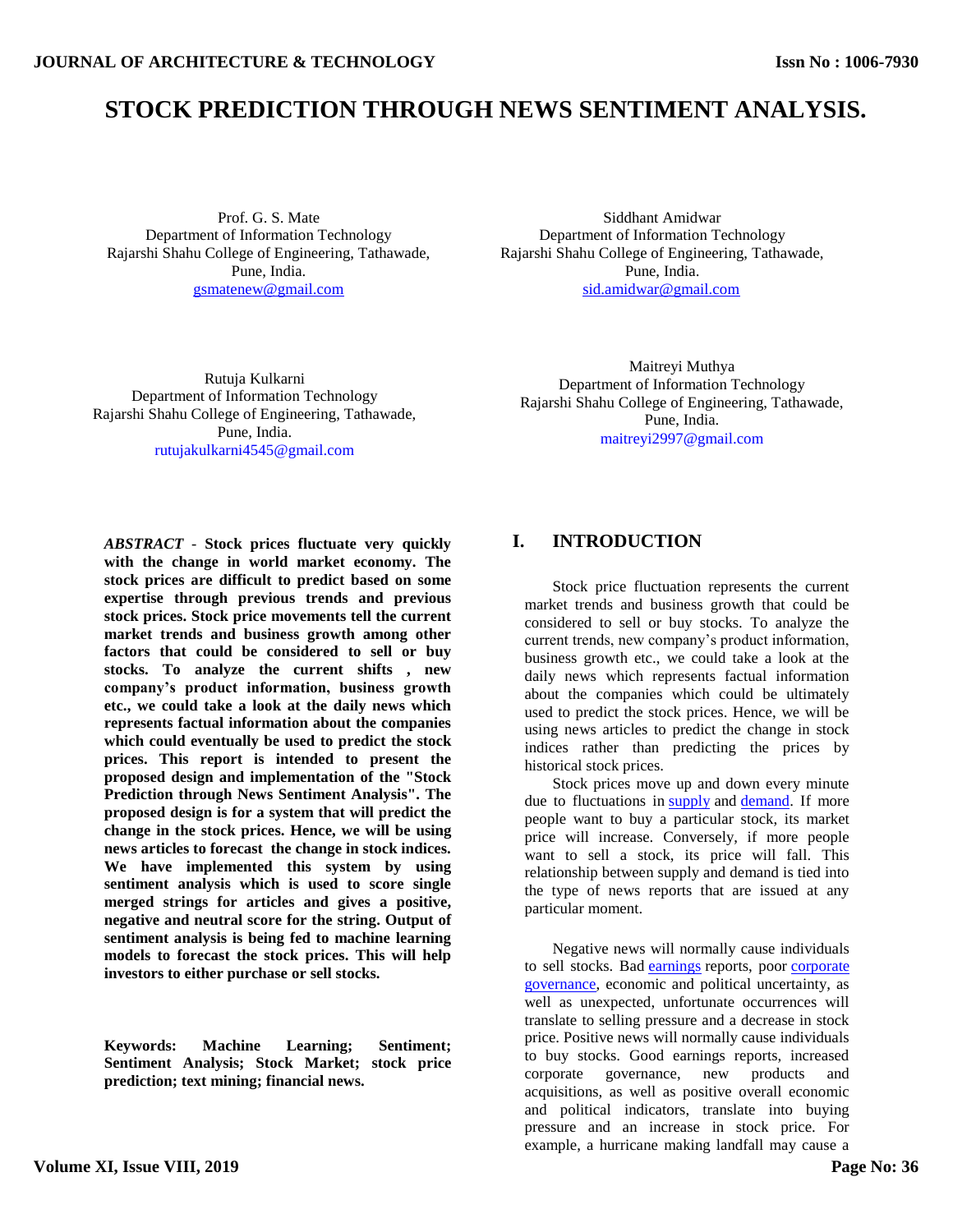# STOCK PREDICTION THROUGH NEWS SENTIMENT ANALYSIS.

Prof. G. S. Mate
Department of Information Technology
Rajarshi Shahu College of Engineering, Tathawade, Pune, India.
gsmatenew@gmail.com

Siddhant Amidwar
Department of Information Technology
Rajarshi Shahu College of Engineering, Tathawade, Pune, India.
sid.amidwar@gmail.com

Rutuja Kulkarni
Department of Information Technology
Rajarshi Shahu College of Engineering, Tathawade, Pune, India.
rutujakulkarni4545@gmail.com

Maitreyi Muthya
Department of Information Technology
Rajarshi Shahu College of Engineering, Tathawade, Pune, India.
maitreyi2997@gmail.com

***ABSTRACT*** - **Stock prices fluctuate very quickly with the change in world market economy. The stock prices are difficult to predict based on some expertise through previous trends and previous stock prices. Stock price movements tell the current market trends and business growth among other factors that could be considered to sell or buy stocks. To analyze the current shifts , new company's product information, business growth etc., we could take a look at the daily news which represents factual information about the companies which could eventually be used to predict the stock prices. This report is intended to present the proposed design and implementation of the "Stock Prediction through News Sentiment Analysis". The proposed design is for a system that will predict the change in the stock prices. Hence, we will be using news articles to forecast the change in stock indices. We have implemented this system by using sentiment analysis which is used to score single merged strings for articles and gives a positive, negative and neutral score for the string. Output of sentiment analysis is being fed to machine learning models to forecast the stock prices. This will help investors to either purchase or sell stocks.**

**Keywords: Machine Learning; Sentiment; Sentiment Analysis; Stock Market; stock price prediction; text mining; financial news.**

## I. INTRODUCTION

Stock price fluctuation represents the current market trends and business growth that could be considered to sell or buy stocks. To analyze the current trends, new company's product information, business growth etc., we could take a look at the daily news which represents factual information about the companies which could be ultimately used to predict the stock prices. Hence, we will be using news articles to predict the change in stock indices rather than predicting the prices by historical stock prices.

Stock prices move up and down every minute due to fluctuations in supply and demand. If more people want to buy a particular stock, its market price will increase. Conversely, if more people want to sell a stock, its price will fall. This relationship between supply and demand is tied into the type of news reports that are issued at any particular moment.

Negative news will normally cause individuals to sell stocks. Bad earnings reports, poor corporate governance, economic and political uncertainty, as well as unexpected, unfortunate occurrences will translate to selling pressure and a decrease in stock price. Positive news will normally cause individuals to buy stocks. Good earnings reports, increased corporate governance, new products and acquisitions, as well as positive overall economic and political indicators, translate into buying pressure and an increase in stock price. For example, a hurricane making landfall may cause a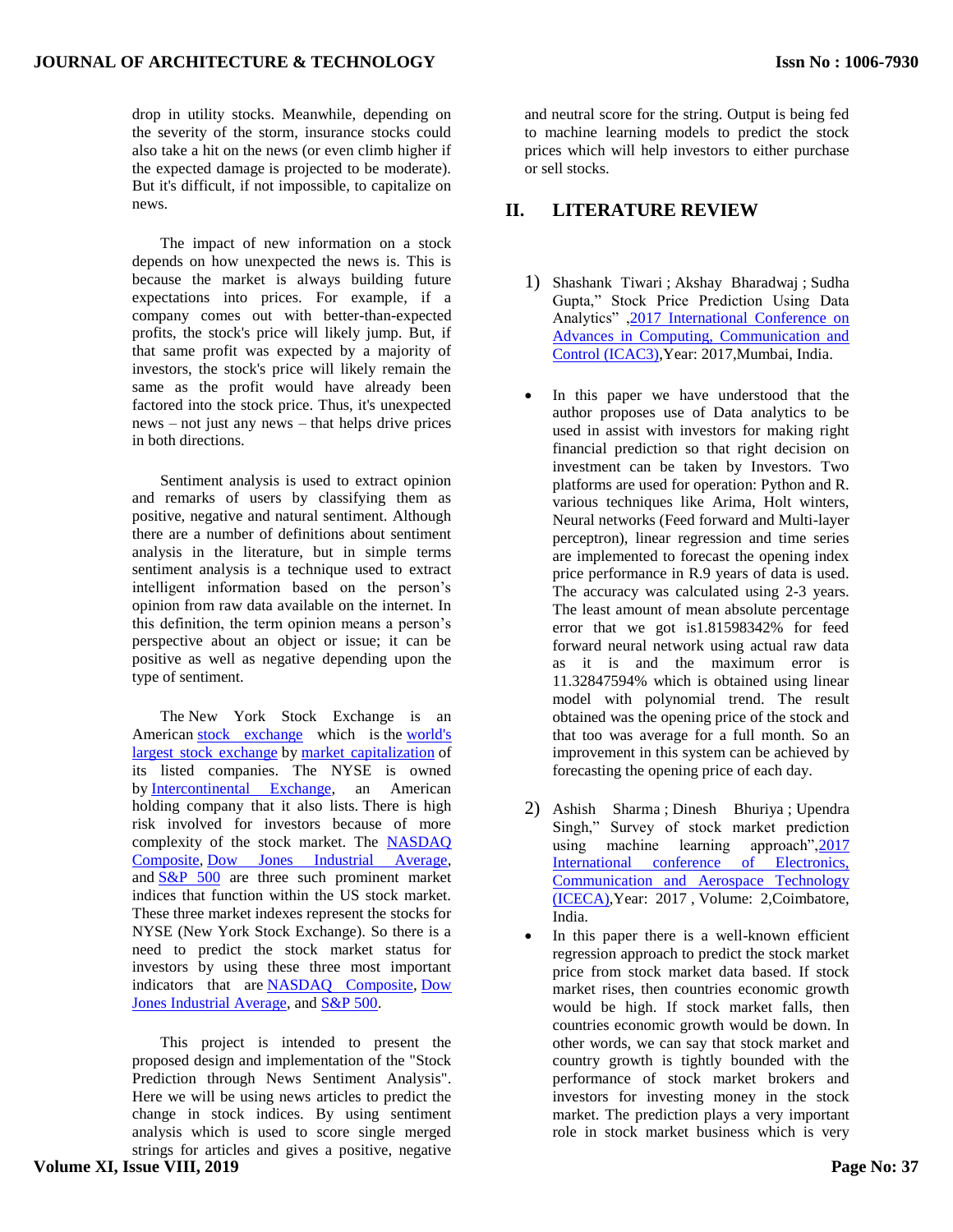drop in utility stocks. Meanwhile, depending on the severity of the storm, insurance stocks could also take a hit on the news (or even climb higher if the expected damage is projected to be moderate). But it's difficult, if not impossible, to capitalize on news.

The impact of new information on a stock depends on how unexpected the news is. This is because the market is always building future expectations into prices. For example, if a company comes out with better-than-expected profits, the stock's price will likely jump. But, if that same profit was expected by a majority of investors, the stock's price will likely remain the same as the profit would have already been factored into the stock price. Thus, it's unexpected news – not just any news – that helps drive prices in both directions.

Sentiment analysis is used to extract opinion and remarks of users by classifying them as positive, negative and natural sentiment. Although there are a number of definitions about sentiment analysis in the literature, but in simple terms sentiment analysis is a technique used to extract intelligent information based on the person's opinion from raw data available on the internet. In this definition, the term opinion means a person's perspective about an object or issue; it can be positive as well as negative depending upon the type of sentiment.

The New York Stock Exchange is an American stock exchange which is the world's largest stock exchange by market capitalization of its listed companies. The NYSE is owned by Intercontinental Exchange, an American holding company that it also lists. There is high risk involved for investors because of more complexity of the stock market. The NASDAQ Composite, Dow Jones Industrial Average, and S&P 500 are three such prominent market indices that function within the US stock market. These three market indexes represent the stocks for NYSE (New York Stock Exchange). So there is a need to predict the stock market status for investors by using these three most important indicators that are NASDAQ Composite, Dow Jones Industrial Average, and S&P 500.

This project is intended to present the proposed design and implementation of the "Stock Prediction through News Sentiment Analysis". Here we will be using news articles to predict the change in stock indices. By using sentiment analysis which is used to score single merged strings for articles and gives a positive, negative and neutral score for the string. Output is being fed to machine learning models to predict the stock prices which will help investors to either purchase or sell stocks.

## II. LITERATURE REVIEW

1) Shashank Tiwari ; Akshay Bharadwaj ; Sudha Gupta," Stock Price Prediction Using Data Analytics" ,2017 International Conference on Advances in Computing, Communication and Control (ICAC3),Year: 2017,Mumbai, India.

- In this paper we have understood that the author proposes use of Data analytics to be used in assist with investors for making right financial prediction so that right decision on investment can be taken by Investors. Two platforms are used for operation: Python and R. various techniques like Arima, Holt winters, Neural networks (Feed forward and Multi-layer perceptron), linear regression and time series are implemented to forecast the opening index price performance in R.9 years of data is used. The accuracy was calculated using 2-3 years. The least amount of mean absolute percentage error that we got is1.81598342% for feed forward neural network using actual raw data as it is and the maximum error is 11.32847594% which is obtained using linear model with polynomial trend. The result obtained was the opening price of the stock and that too was average for a full month. So an improvement in this system can be achieved by forecasting the opening price of each day.

2) Ashish Sharma ; Dinesh Bhuriya ; Upendra Singh," Survey of stock market prediction using machine learning approach",2017 International conference of Electronics, Communication and Aerospace Technology (ICECA),Year: 2017 , Volume: 2,Coimbatore, India.

- In this paper there is a well-known efficient regression approach to predict the stock market price from stock market data based. If stock market rises, then countries economic growth would be high. If stock market falls, then countries economic growth would be down. In other words, we can say that stock market and country growth is tightly bounded with the performance of stock market brokers and investors for investing money in the stock market. The prediction plays a very important role in stock market business which is very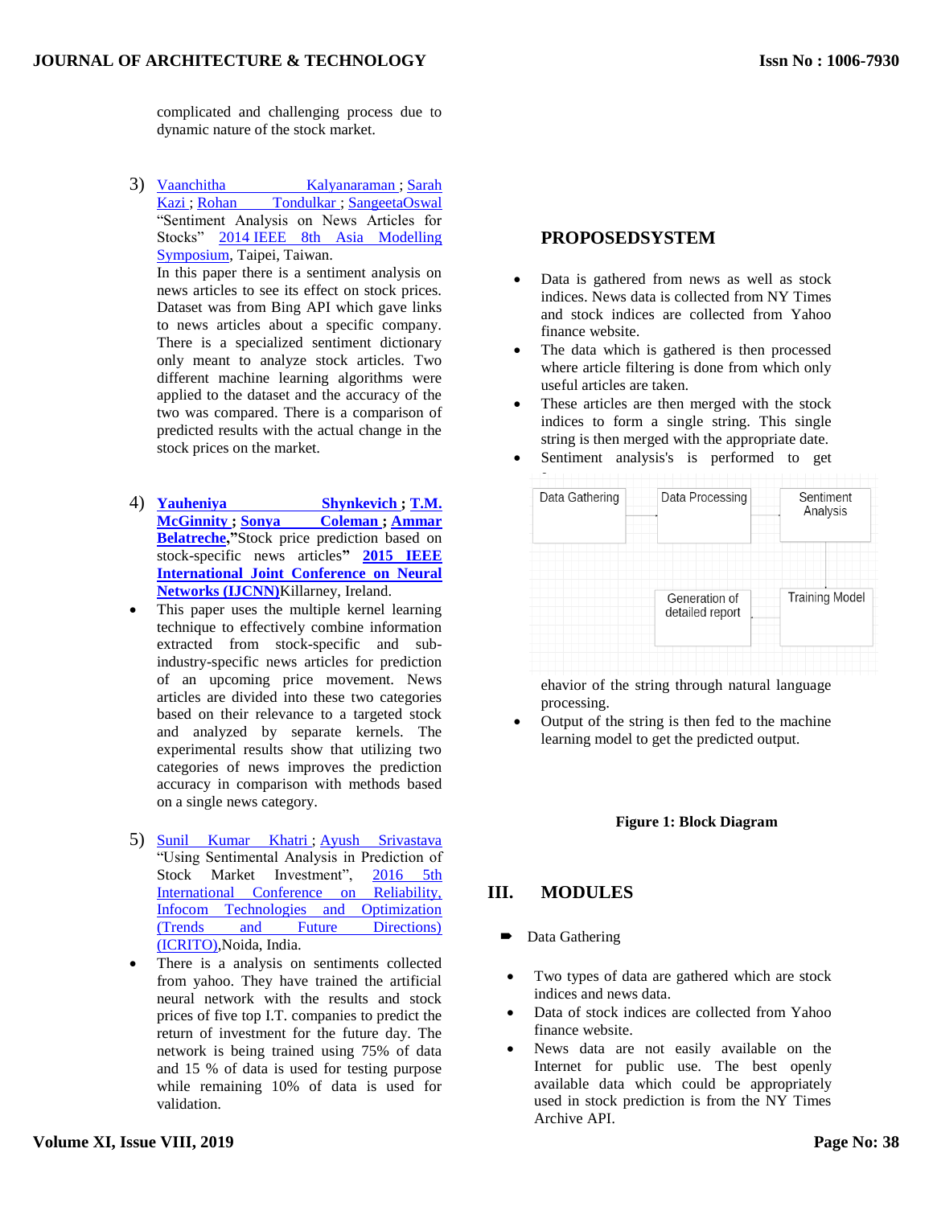complicated and challenging process due to dynamic nature of the stock market.

3) Vaanchitha Kalyanaraman ; Sarah Kazi ; Rohan Tondulkar ; SangeetaOswal "Sentiment Analysis on News Articles for Stocks" 2014 IEEE 8th Asia Modelling Symposium, Taipei, Taiwan.
   In this paper there is a sentiment analysis on news articles to see its effect on stock prices. Dataset was from Bing API which gave links to news articles about a specific company. There is a specialized sentiment dictionary only meant to analyze stock articles. Two different machine learning algorithms were applied to the dataset and the accuracy of the two was compared. There is a comparison of predicted results with the actual change in the stock prices on the market.

4) **Yauheniya Shynkevich ; T.M. McGinnity ; Sonya Coleman ; Ammar Belatreche**,**"**Stock price prediction based on stock-specific news articles**"** **2015 IEEE International Joint Conference on Neural Networks (IJCNN)**Killarney, Ireland.
   - This paper uses the multiple kernel learning technique to effectively combine information extracted from stock-specific and sub-industry-specific news articles for prediction of an upcoming price movement. News articles are divided into these two categories based on their relevance to a targeted stock and analyzed by separate kernels. The experimental results show that utilizing two categories of news improves the prediction accuracy in comparison with methods based on a single news category.

5) Sunil Kumar Khatri ; Ayush Srivastava "Using Sentimental Analysis in Prediction of Stock Market Investment", 2016 5th International Conference on Reliability, Infocom Technologies and Optimization (Trends and Future Directions) (ICRITO),Noida, India.
   - There is a analysis on sentiments collected from yahoo. They have trained the artificial neural network with the results and stock prices of five top I.T. companies to predict the return of investment for the future day. The network is being trained using 75% of data and 15 % of data is used for testing purpose while remaining 10% of data is used for validation.

## PROPOSEDSYSTEM

- Data is gathered from news as well as stock indices. News data is collected from NY Times and stock indices are collected from Yahoo finance website.
- The data which is gathered is then processed where article filtering is done from which only useful articles are taken.
- These articles are then merged with the stock indices to form a single string. This single string is then merged with the appropriate date.
- Sentiment analysis's is performed to get behavior of the string through natural language processing.
- Output of the string is then fed to the machine learning model to get the predicted output.

| Data Gathering | Data Processing | Sentiment Analysis |
|---|---|---|
| | Generation of detailed report | Training Model |

**Figure 1: Block Diagram**

## III. MODULES

- Data Gathering

- Two types of data are gathered which are stock indices and news data.
- Data of stock indices are collected from Yahoo finance website.
- News data are not easily available on the Internet for public use. The best openly available data which could be appropriately used in stock prediction is from the NY Times Archive API.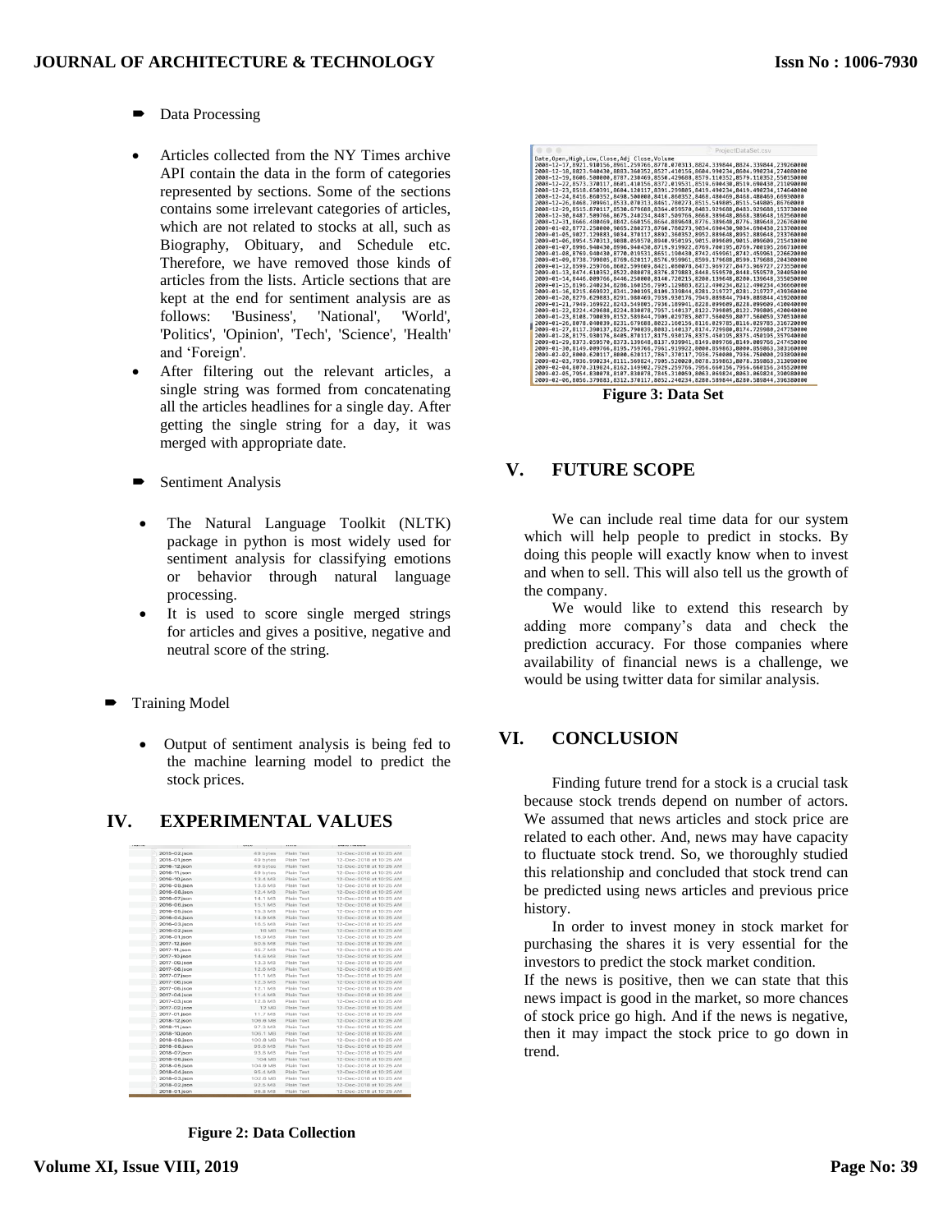- Data Processing

- Articles collected from the NY Times archive API contain the data in the form of categories represented by sections. Some of the sections contains some irrelevant categories of articles, which are not related to stocks at all, such as Biography, Obituary, and Schedule etc. Therefore, we have removed those kinds of articles from the lists. Article sections that are kept at the end for sentiment analysis are as follows: 'Business', 'National', 'World', 'Politics', 'Opinion', 'Tech', 'Science', 'Health' and 'Foreign'.
- After filtering out the relevant articles, a single string was formed from concatenating all the articles headlines for a single day. After getting the single string for a day, it was merged with appropriate date.

- Sentiment Analysis

- The Natural Language Toolkit (NLTK) package in python is most widely used for sentiment analysis for classifying emotions or behavior through natural language processing.
- It is used to score single merged strings for articles and gives a positive, negative and neutral score of the string.

- Training Model

- Output of sentiment analysis is being fed to the machine learning model to predict the stock prices.

## IV. EXPERIMENTAL VALUES

Figure 2: Data Collection

Figure 3: Data Set

## V. FUTURE SCOPE

We can include real time data for our system which will help people to predict in stocks. By doing this people will exactly know when to invest and when to sell. This will also tell us the growth of the company.

We would like to extend this research by adding more company's data and check the prediction accuracy. For those companies where availability of financial news is a challenge, we would be using twitter data for similar analysis.

## VI. CONCLUSION

Finding future trend for a stock is a crucial task because stock trends depend on number of actors. We assumed that news articles and stock price are related to each other. And, news may have capacity to fluctuate stock trend. So, we thoroughly studied this relationship and concluded that stock trend can be predicted using news articles and previous price history.

In order to invest money in stock market for purchasing the shares it is very essential for the investors to predict the stock market condition.

If the news is positive, then we can state that this news impact is good in the market, so more chances of stock price go high. And if the news is negative, then it may impact the stock price to go down in trend.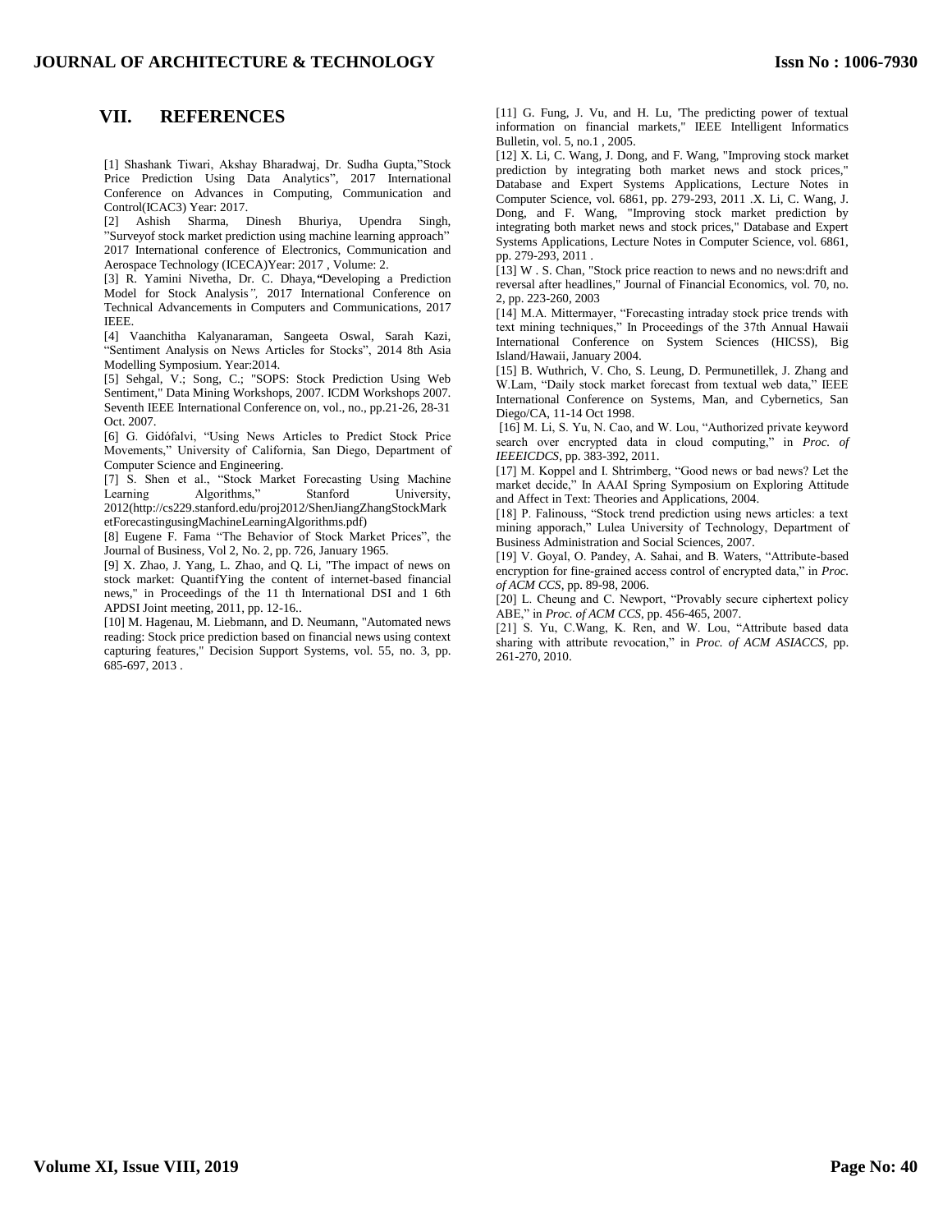## VII. REFERENCES

[1] Shashank Tiwari, Akshay Bharadwaj, Dr. Sudha Gupta,"Stock Price Prediction Using Data Analytics", 2017 International Conference on Advances in Computing, Communication and Control(ICAC3) Year: 2017.

[2] Ashish Sharma, Dinesh Bhuriya, Upendra Singh, "Surveyof stock market prediction using machine learning approach" 2017 International conference of Electronics, Communication and Aerospace Technology (ICECA)Year: 2017 , Volume: 2.

[3] R. Yamini Nivetha, Dr. C. Dhaya,"Developing a Prediction Model for Stock Analysis", 2017 International Conference on Technical Advancements in Computers and Communications, 2017 IEEE.

[4] Vaanchitha Kalyanaraman, Sangeeta Oswal, Sarah Kazi, "Sentiment Analysis on News Articles for Stocks", 2014 8th Asia Modelling Symposium. Year:2014.

[5] Sehgal, V.; Song, C.; "SOPS: Stock Prediction Using Web Sentiment," Data Mining Workshops, 2007. ICDM Workshops 2007. Seventh IEEE International Conference on, vol., no., pp.21-26, 28-31 Oct. 2007.

[6] G. Gidófalvi, "Using News Articles to Predict Stock Price Movements," University of California, San Diego, Department of Computer Science and Engineering.

[7] S. Shen et al., "Stock Market Forecasting Using Machine Learning Algorithms," Stanford University, 2012(http://cs229.stanford.edu/proj2012/ShenJiangZhangStockMarketForecastingusingMachineLearningAlgorithms.pdf)

[8] Eugene F. Fama "The Behavior of Stock Market Prices", the Journal of Business, Vol 2, No. 2, pp. 726, January 1965.

[9] X. Zhao, J. Yang, L. Zhao, and Q. Li, "The impact of news on stock market: QuantifYing the content of internet-based financial news," in Proceedings of the 11 th International DSI and 1 6th APDSI Joint meeting, 2011, pp. 12-16..

[10] M. Hagenau, M. Liebmann, and D. Neumann, "Automated news reading: Stock price prediction based on financial news using context capturing features," Decision Support Systems, vol. 55, no. 3, pp. 685-697, 2013 .

[11] G. Fung, J. Vu, and H. Lu, 'The predicting power of textual information on financial markets," IEEE Intelligent Informatics Bulletin, vol. 5, no.1 , 2005.

[12] X. Li, C. Wang, J. Dong, and F. Wang, "Improving stock market prediction by integrating both market news and stock prices," Database and Expert Systems Applications, Lecture Notes in Computer Science, vol. 6861, pp. 279-293, 2011 .X. Li, C. Wang, J. Dong, and F. Wang, "Improving stock market prediction by integrating both market news and stock prices," Database and Expert Systems Applications, Lecture Notes in Computer Science, vol. 6861, pp. 279-293, 2011 .

[13] W . S. Chan, "Stock price reaction to news and no news:drift and reversal after headlines," Journal of Financial Economics, vol. 70, no. 2, pp. 223-260, 2003

[14] M.A. Mittermayer, "Forecasting intraday stock price trends with text mining techniques," In Proceedings of the 37th Annual Hawaii International Conference on System Sciences (HICSS), Big Island/Hawaii, January 2004.

[15] B. Wuthrich, V. Cho, S. Leung, D. Permunetillek, J. Zhang and W.Lam, "Daily stock market forecast from textual web data," IEEE International Conference on Systems, Man, and Cybernetics, San Diego/CA, 11-14 Oct 1998.

[16] M. Li, S. Yu, N. Cao, and W. Lou, "Authorized private keyword search over encrypted data in cloud computing," in *Proc. of IEEEICDCS*, pp. 383-392, 2011.

[17] M. Koppel and I. Shtrimberg, "Good news or bad news? Let the market decide," In AAAI Spring Symposium on Exploring Attitude and Affect in Text: Theories and Applications, 2004.

[18] P. Falinouss, "Stock trend prediction using news articles: a text mining apporach," Lulea University of Technology, Department of Business Administration and Social Sciences, 2007.

[19] V. Goyal, O. Pandey, A. Sahai, and B. Waters, "Attribute-based encryption for fine-grained access control of encrypted data," in *Proc. of ACM CCS*, pp. 89-98, 2006.

[20] L. Cheung and C. Newport, "Provably secure ciphertext policy ABE," in *Proc. of ACM CCS*, pp. 456-465, 2007.

[21] S. Yu, C.Wang, K. Ren, and W. Lou, "Attribute based data sharing with attribute revocation," in *Proc. of ACM ASIACCS*, pp. 261-270, 2010.